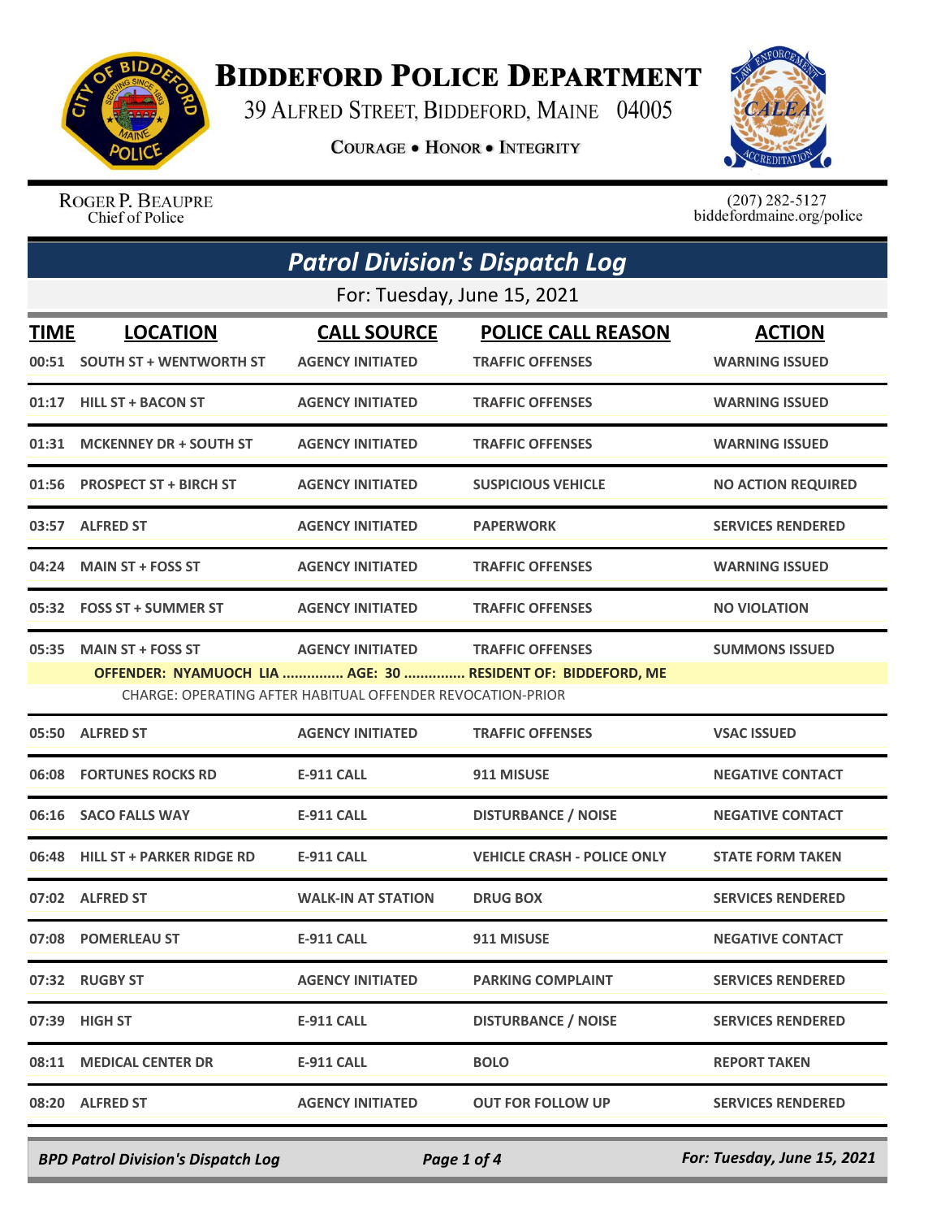# Biddeford Police Department

39 Alfred Street, Biddeford, Maine 04005

Courage • Honor • Integrity

Roger P. Beaupre
Chief of Police

(207) 282-5127
biddefordmaine.org/police

## Patrol Division's Dispatch Log

For: Tuesday, June 15, 2021

| TIME | LOCATION | CALL SOURCE | POLICE CALL REASON | ACTION |
|---|---|---|---|---|
| 00:51 | SOUTH ST + WENTWORTH ST | AGENCY INITIATED | TRAFFIC OFFENSES | WARNING ISSUED |
| 01:17 | HILL ST + BACON ST | AGENCY INITIATED | TRAFFIC OFFENSES | WARNING ISSUED |
| 01:31 | MCKENNEY DR + SOUTH ST | AGENCY INITIATED | TRAFFIC OFFENSES | WARNING ISSUED |
| 01:56 | PROSPECT ST + BIRCH ST | AGENCY INITIATED | SUSPICIOUS VEHICLE | NO ACTION REQUIRED |
| 03:57 | ALFRED ST | AGENCY INITIATED | PAPERWORK | SERVICES RENDERED |
| 04:24 | MAIN ST + FOSS ST | AGENCY INITIATED | TRAFFIC OFFENSES | WARNING ISSUED |
| 05:32 | FOSS ST + SUMMER ST | AGENCY INITIATED | TRAFFIC OFFENSES | NO VIOLATION |
| 05:35 | MAIN ST + FOSS ST | AGENCY INITIATED | TRAFFIC OFFENSES | SUMMONS ISSUED |
| | OFFENDER: NYAMUOCH LIA ............... AGE: 30 ............... RESIDENT OF: BIDDEFORD, ME<br>CHARGE: OPERATING AFTER HABITUAL OFFENDER REVOCATION-PRIOR | | | |
| 05:50 | ALFRED ST | AGENCY INITIATED | TRAFFIC OFFENSES | VSAC ISSUED |
| 06:08 | FORTUNES ROCKS RD | E-911 CALL | 911 MISUSE | NEGATIVE CONTACT |
| 06:16 | SACO FALLS WAY | E-911 CALL | DISTURBANCE / NOISE | NEGATIVE CONTACT |
| 06:48 | HILL ST + PARKER RIDGE RD | E-911 CALL | VEHICLE CRASH - POLICE ONLY | STATE FORM TAKEN |
| 07:02 | ALFRED ST | WALK-IN AT STATION | DRUG BOX | SERVICES RENDERED |
| 07:08 | POMERLEAU ST | E-911 CALL | 911 MISUSE | NEGATIVE CONTACT |
| 07:32 | RUGBY ST | AGENCY INITIATED | PARKING COMPLAINT | SERVICES RENDERED |
| 07:39 | HIGH ST | E-911 CALL | DISTURBANCE / NOISE | SERVICES RENDERED |
| 08:11 | MEDICAL CENTER DR | E-911 CALL | BOLO | REPORT TAKEN |
| 08:20 | ALFRED ST | AGENCY INITIATED | OUT FOR FOLLOW UP | SERVICES RENDERED |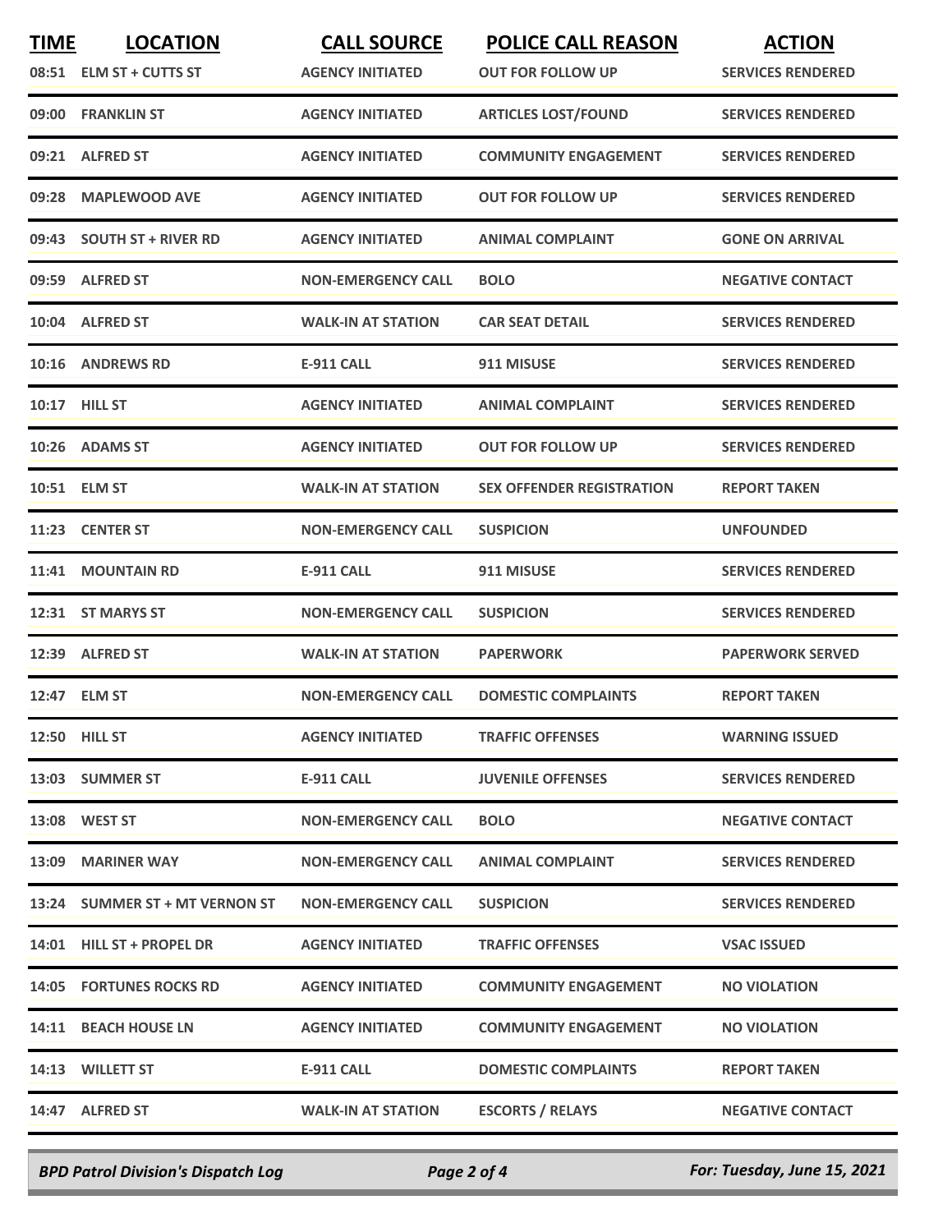| TIME | LOCATION | CALL SOURCE | POLICE CALL REASON | ACTION |
|---|---|---|---|---|
| 08:51 | ELM ST + CUTTS ST | AGENCY INITIATED | OUT FOR FOLLOW UP | SERVICES RENDERED |
| 09:00 | FRANKLIN ST | AGENCY INITIATED | ARTICLES LOST/FOUND | SERVICES RENDERED |
| 09:21 | ALFRED ST | AGENCY INITIATED | COMMUNITY ENGAGEMENT | SERVICES RENDERED |
| 09:28 | MAPLEWOOD AVE | AGENCY INITIATED | OUT FOR FOLLOW UP | SERVICES RENDERED |
| 09:43 | SOUTH ST + RIVER RD | AGENCY INITIATED | ANIMAL COMPLAINT | GONE ON ARRIVAL |
| 09:59 | ALFRED ST | NON-EMERGENCY CALL | BOLO | NEGATIVE CONTACT |
| 10:04 | ALFRED ST | WALK-IN AT STATION | CAR SEAT DETAIL | SERVICES RENDERED |
| 10:16 | ANDREWS RD | E-911 CALL | 911 MISUSE | SERVICES RENDERED |
| 10:17 | HILL ST | AGENCY INITIATED | ANIMAL COMPLAINT | SERVICES RENDERED |
| 10:26 | ADAMS ST | AGENCY INITIATED | OUT FOR FOLLOW UP | SERVICES RENDERED |
| 10:51 | ELM ST | WALK-IN AT STATION | SEX OFFENDER REGISTRATION | REPORT TAKEN |
| 11:23 | CENTER ST | NON-EMERGENCY CALL | SUSPICION | UNFOUNDED |
| 11:41 | MOUNTAIN RD | E-911 CALL | 911 MISUSE | SERVICES RENDERED |
| 12:31 | ST MARYS ST | NON-EMERGENCY CALL | SUSPICION | SERVICES RENDERED |
| 12:39 | ALFRED ST | WALK-IN AT STATION | PAPERWORK | PAPERWORK SERVED |
| 12:47 | ELM ST | NON-EMERGENCY CALL | DOMESTIC COMPLAINTS | REPORT TAKEN |
| 12:50 | HILL ST | AGENCY INITIATED | TRAFFIC OFFENSES | WARNING ISSUED |
| 13:03 | SUMMER ST | E-911 CALL | JUVENILE OFFENSES | SERVICES RENDERED |
| 13:08 | WEST ST | NON-EMERGENCY CALL | BOLO | NEGATIVE CONTACT |
| 13:09 | MARINER WAY | NON-EMERGENCY CALL | ANIMAL COMPLAINT | SERVICES RENDERED |
| 13:24 | SUMMER ST + MT VERNON ST | NON-EMERGENCY CALL | SUSPICION | SERVICES RENDERED |
| 14:01 | HILL ST + PROPEL DR | AGENCY INITIATED | TRAFFIC OFFENSES | VSAC ISSUED |
| 14:05 | FORTUNES ROCKS RD | AGENCY INITIATED | COMMUNITY ENGAGEMENT | NO VIOLATION |
| 14:11 | BEACH HOUSE LN | AGENCY INITIATED | COMMUNITY ENGAGEMENT | NO VIOLATION |
| 14:13 | WILLETT ST | E-911 CALL | DOMESTIC COMPLAINTS | REPORT TAKEN |
| 14:47 | ALFRED ST | WALK-IN AT STATION | ESCORTS / RELAYS | NEGATIVE CONTACT |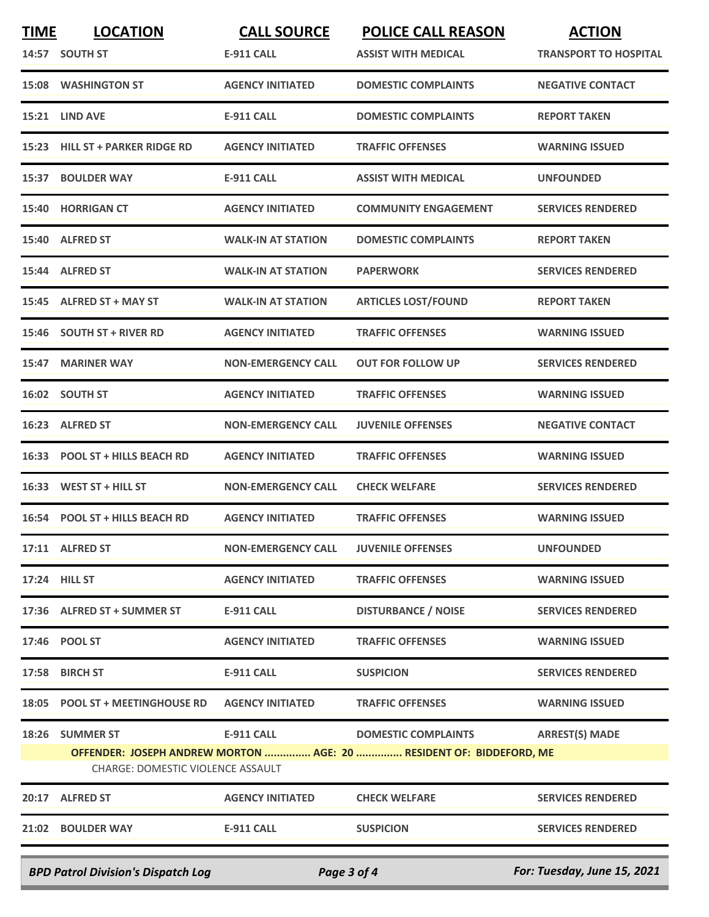| TIME | LOCATION | CALL SOURCE | POLICE CALL REASON | ACTION |
|---|---|---|---|---|
| 14:57 | SOUTH ST | E-911 CALL | ASSIST WITH MEDICAL | TRANSPORT TO HOSPITAL |
| 15:08 | WASHINGTON ST | AGENCY INITIATED | DOMESTIC COMPLAINTS | NEGATIVE CONTACT |
| 15:21 | LIND AVE | E-911 CALL | DOMESTIC COMPLAINTS | REPORT TAKEN |
| 15:23 | HILL ST + PARKER RIDGE RD | AGENCY INITIATED | TRAFFIC OFFENSES | WARNING ISSUED |
| 15:37 | BOULDER WAY | E-911 CALL | ASSIST WITH MEDICAL | UNFOUNDED |
| 15:40 | HORRIGAN CT | AGENCY INITIATED | COMMUNITY ENGAGEMENT | SERVICES RENDERED |
| 15:40 | ALFRED ST | WALK-IN AT STATION | DOMESTIC COMPLAINTS | REPORT TAKEN |
| 15:44 | ALFRED ST | WALK-IN AT STATION | PAPERWORK | SERVICES RENDERED |
| 15:45 | ALFRED ST + MAY ST | WALK-IN AT STATION | ARTICLES LOST/FOUND | REPORT TAKEN |
| 15:46 | SOUTH ST + RIVER RD | AGENCY INITIATED | TRAFFIC OFFENSES | WARNING ISSUED |
| 15:47 | MARINER WAY | NON-EMERGENCY CALL | OUT FOR FOLLOW UP | SERVICES RENDERED |
| 16:02 | SOUTH ST | AGENCY INITIATED | TRAFFIC OFFENSES | WARNING ISSUED |
| 16:23 | ALFRED ST | NON-EMERGENCY CALL | JUVENILE OFFENSES | NEGATIVE CONTACT |
| 16:33 | POOL ST + HILLS BEACH RD | AGENCY INITIATED | TRAFFIC OFFENSES | WARNING ISSUED |
| 16:33 | WEST ST + HILL ST | NON-EMERGENCY CALL | CHECK WELFARE | SERVICES RENDERED |
| 16:54 | POOL ST + HILLS BEACH RD | AGENCY INITIATED | TRAFFIC OFFENSES | WARNING ISSUED |
| 17:11 | ALFRED ST | NON-EMERGENCY CALL | JUVENILE OFFENSES | UNFOUNDED |
| 17:24 | HILL ST | AGENCY INITIATED | TRAFFIC OFFENSES | WARNING ISSUED |
| 17:36 | ALFRED ST + SUMMER ST | E-911 CALL | DISTURBANCE / NOISE | SERVICES RENDERED |
| 17:46 | POOL ST | AGENCY INITIATED | TRAFFIC OFFENSES | WARNING ISSUED |
| 17:58 | BIRCH ST | E-911 CALL | SUSPICION | SERVICES RENDERED |
| 18:05 | POOL ST + MEETINGHOUSE RD | AGENCY INITIATED | TRAFFIC OFFENSES | WARNING ISSUED |
| 18:26 | SUMMER ST | E-911 CALL | DOMESTIC COMPLAINTS | ARREST(S) MADE |
| | OFFENDER: JOSEPH ANDREW MORTON ............... AGE: 20 ............... RESIDENT OF: BIDDEFORD, ME | | | |
| | CHARGE: DOMESTIC VIOLENCE ASSAULT | | | |
| 20:17 | ALFRED ST | AGENCY INITIATED | CHECK WELFARE | SERVICES RENDERED |
| 21:02 | BOULDER WAY | E-911 CALL | SUSPICION | SERVICES RENDERED |

*BPD Patrol Division's Dispatch Log* — For: Tuesday, June 15, 2021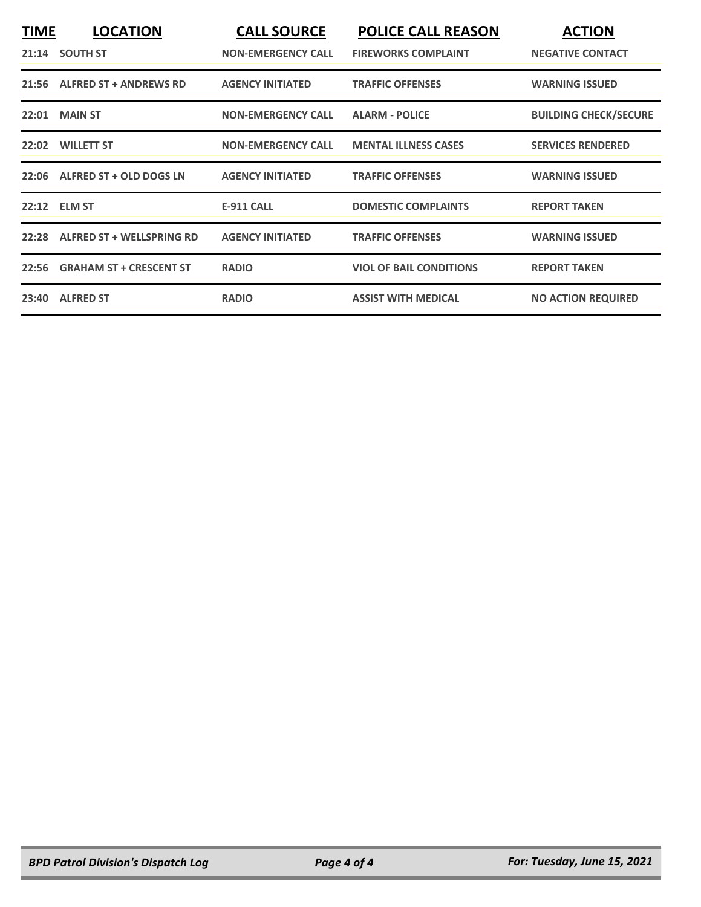| TIME | LOCATION | CALL SOURCE | POLICE CALL REASON | ACTION |
|---|---|---|---|---|
| 21:14 | SOUTH ST | NON-EMERGENCY CALL | FIREWORKS COMPLAINT | NEGATIVE CONTACT |
| 21:56 | ALFRED ST + ANDREWS RD | AGENCY INITIATED | TRAFFIC OFFENSES | WARNING ISSUED |
| 22:01 | MAIN ST | NON-EMERGENCY CALL | ALARM - POLICE | BUILDING CHECK/SECURE |
| 22:02 | WILLETT ST | NON-EMERGENCY CALL | MENTAL ILLNESS CASES | SERVICES RENDERED |
| 22:06 | ALFRED ST + OLD DOGS LN | AGENCY INITIATED | TRAFFIC OFFENSES | WARNING ISSUED |
| 22:12 | ELM ST | E-911 CALL | DOMESTIC COMPLAINTS | REPORT TAKEN |
| 22:28 | ALFRED ST + WELLSPRING RD | AGENCY INITIATED | TRAFFIC OFFENSES | WARNING ISSUED |
| 22:56 | GRAHAM ST + CRESCENT ST | RADIO | VIOL OF BAIL CONDITIONS | REPORT TAKEN |
| 23:40 | ALFRED ST | RADIO | ASSIST WITH MEDICAL | NO ACTION REQUIRED |